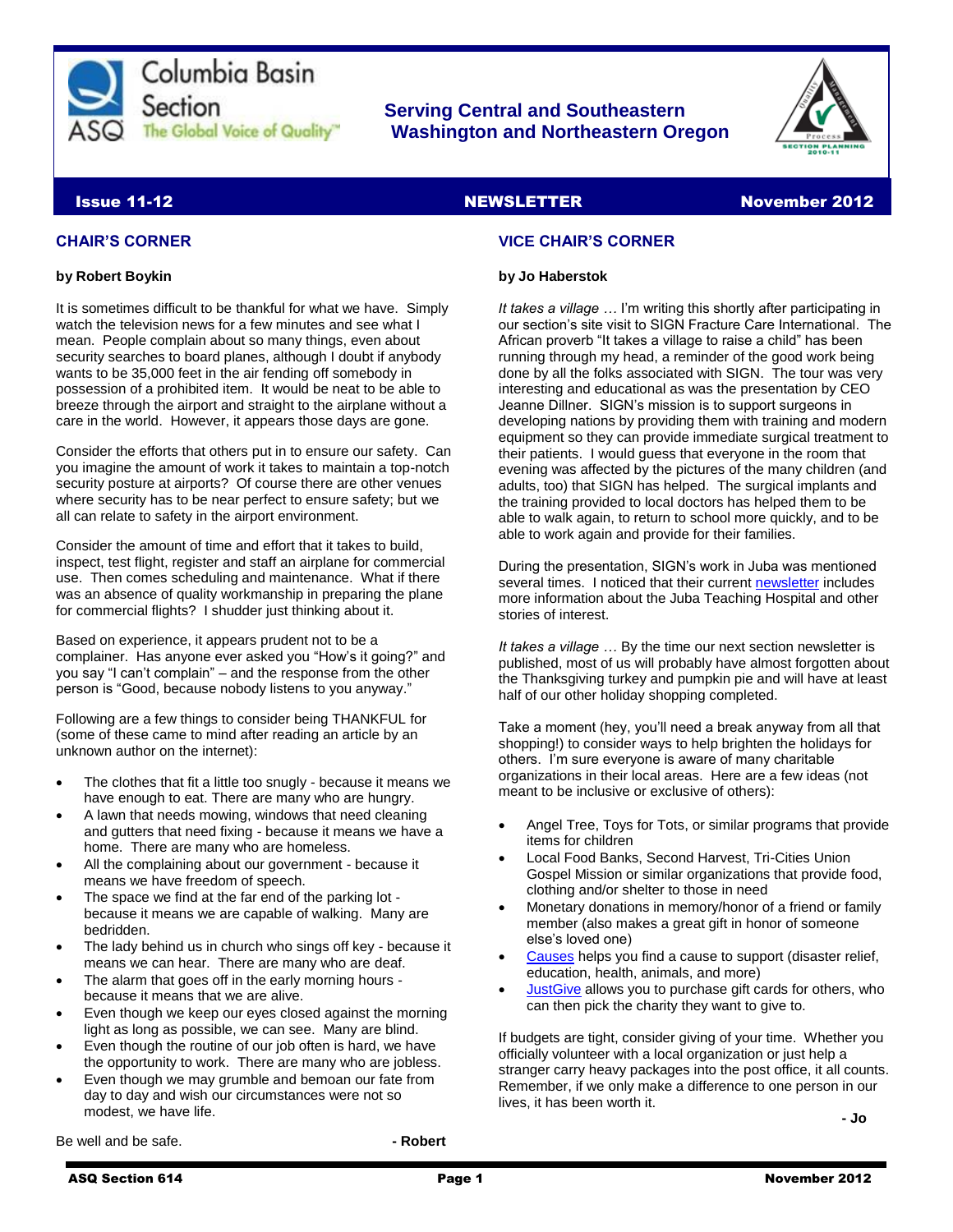Columbia Basin Section

ASQ The Global Voice of Quality™

**Serving Central and Southeastern Washington and Northeastern Oregon**

**Issue 11-12** **NEWSLETTER** **November 2012**

## CHAIR'S CORNER

**by Robert Boykin**

It is sometimes difficult to be thankful for what we have. Simply watch the television news for a few minutes and see what I mean. People complain about so many things, even about security searches to board planes, although I doubt if anybody wants to be 35,000 feet in the air fending off somebody in possession of a prohibited item. It would be neat to be able to breeze through the airport and straight to the airplane without a care in the world. However, it appears those days are gone.

Consider the efforts that others put in to ensure our safety. Can you imagine the amount of work it takes to maintain a top-notch security posture at airports? Of course there are other venues where security has to be near perfect to ensure safety; but we all can relate to safety in the airport environment.

Consider the amount of time and effort that it takes to build, inspect, test flight, register and staff an airplane for commercial use. Then comes scheduling and maintenance. What if there was an absence of quality workmanship in preparing the plane for commercial flights? I shudder just thinking about it.

Based on experience, it appears prudent not to be a complainer. Has anyone ever asked you "How's it going?" and you say "I can't complain" – and the response from the other person is "Good, because nobody listens to you anyway."

Following are a few things to consider being THANKFUL for (some of these came to mind after reading an article by an unknown author on the internet):

- The clothes that fit a little too snugly - because it means we have enough to eat. There are many who are hungry.
- A lawn that needs mowing, windows that need cleaning and gutters that need fixing - because it means we have a home. There are many who are homeless.
- All the complaining about our government - because it means we have freedom of speech.
- The space we find at the far end of the parking lot - because it means we are capable of walking. Many are bedridden.
- The lady behind us in church who sings off key - because it means we can hear. There are many who are deaf.
- The alarm that goes off in the early morning hours - because it means that we are alive.
- Even though we keep our eyes closed against the morning light as long as possible, we can see. Many are blind.
- Even though the routine of our job often is hard, we have the opportunity to work. There are many who are jobless.
- Even though we may grumble and bemoan our fate from day to day and wish our circumstances were not so modest, we have life.

Be well and be safe.

**- Robert**

## VICE CHAIR'S CORNER

**by Jo Haberstok**

*It takes a village …* I'm writing this shortly after participating in our section's site visit to SIGN Fracture Care International. The African proverb "It takes a village to raise a child" has been running through my head, a reminder of the good work being done by all the folks associated with SIGN. The tour was very interesting and educational as was the presentation by CEO Jeanne Dillner. SIGN's mission is to support surgeons in developing nations by providing them with training and modern equipment so they can provide immediate surgical treatment to their patients. I would guess that everyone in the room that evening was affected by the pictures of the many children (and adults, too) that SIGN has helped. The surgical implants and the training provided to local doctors has helped them to be able to walk again, to return to school more quickly, and to be able to work again and provide for their families.

During the presentation, SIGN's work in Juba was mentioned several times. I noticed that their current newsletter includes more information about the Juba Teaching Hospital and other stories of interest.

*It takes a village …* By the time our next section newsletter is published, most of us will probably have almost forgotten about the Thanksgiving turkey and pumpkin pie and will have at least half of our other holiday shopping completed.

Take a moment (hey, you'll need a break anyway from all that shopping!) to consider ways to help brighten the holidays for others. I'm sure everyone is aware of many charitable organizations in their local areas. Here are a few ideas (not meant to be inclusive or exclusive of others):

- Angel Tree, Toys for Tots, or similar programs that provide items for children
- Local Food Banks, Second Harvest, Tri-Cities Union Gospel Mission or similar organizations that provide food, clothing and/or shelter to those in need
- Monetary donations in memory/honor of a friend or family member (also makes a great gift in honor of someone else's loved one)
- Causes helps you find a cause to support (disaster relief, education, health, animals, and more)
- JustGive allows you to purchase gift cards for others, who can then pick the charity they want to give to.

If budgets are tight, consider giving of your time. Whether you officially volunteer with a local organization or just help a stranger carry heavy packages into the post office, it all counts. Remember, if we only make a difference to one person in our lives, it has been worth it.

**- Jo**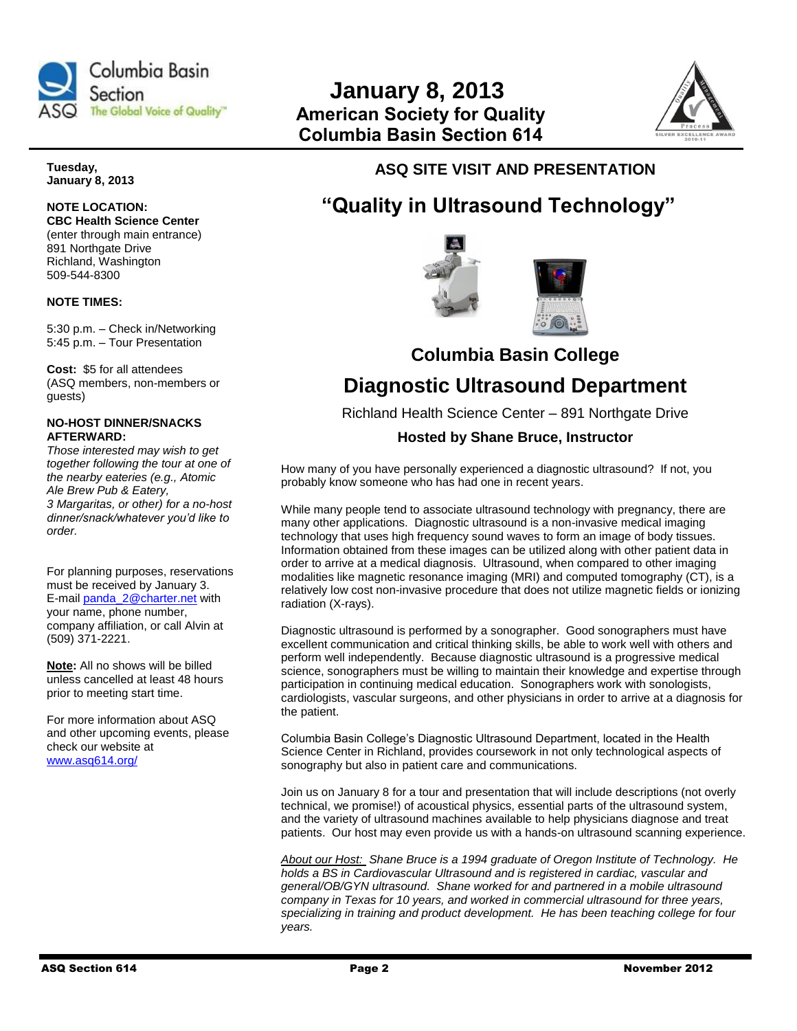# January 8, 2013
## American Society for Quality
## Columbia Basin Section 614

**Tuesday, January 8, 2013**

**NOTE LOCATION:**
**CBC Health Science Center**
(enter through main entrance)
891 Northgate Drive
Richland, Washington
509-544-8300

**NOTE TIMES:**

5:30 p.m. – Check in/Networking
5:45 p.m. – Tour Presentation

**Cost:** $5 for all attendees (ASQ members, non-members or guests)

**NO-HOST DINNER/SNACKS AFTERWARD:**
*Those interested may wish to get together following the tour at one of the nearby eateries (e.g., Atomic Ale Brew Pub & Eatery, 3 Margaritas, or other) for a no-host dinner/snack/whatever you'd like to order.*

For planning purposes, reservations must be received by January 3. E-mail panda_2@charter.net with your name, phone number, company affiliation, or call Alvin at (509) 371-2221.

**Note:** All no shows will be billed unless cancelled at least 48 hours prior to meeting start time.

For more information about ASQ and other upcoming events, please check our website at www.asq614.org/

### ASQ SITE VISIT AND PRESENTATION

# "Quality in Ultrasound Technology"

## Columbia Basin College

## Diagnostic Ultrasound Department

Richland Health Science Center – 891 Northgate Drive

**Hosted by Shane Bruce, Instructor**

How many of you have personally experienced a diagnostic ultrasound? If not, you probably know someone who has had one in recent years.

While many people tend to associate ultrasound technology with pregnancy, there are many other applications. Diagnostic ultrasound is a non-invasive medical imaging technology that uses high frequency sound waves to form an image of body tissues. Information obtained from these images can be utilized along with other patient data in order to arrive at a medical diagnosis. Ultrasound, when compared to other imaging modalities like magnetic resonance imaging (MRI) and computed tomography (CT), is a relatively low cost non-invasive procedure that does not utilize magnetic fields or ionizing radiation (X-rays).

Diagnostic ultrasound is performed by a sonographer. Good sonographers must have excellent communication and critical thinking skills, be able to work well with others and perform well independently. Because diagnostic ultrasound is a progressive medical science, sonographers must be willing to maintain their knowledge and expertise through participation in continuing medical education. Sonographers work with sonologists, cardiologists, vascular surgeons, and other physicians in order to arrive at a diagnosis for the patient.

Columbia Basin College's Diagnostic Ultrasound Department, located in the Health Science Center in Richland, provides coursework in not only technological aspects of sonography but also in patient care and communications.

Join us on January 8 for a tour and presentation that will include descriptions (not overly technical, we promise!) of acoustical physics, essential parts of the ultrasound system, and the variety of ultrasound machines available to help physicians diagnose and treat patients. Our host may even provide us with a hands-on ultrasound scanning experience.

*About our Host: Shane Bruce is a 1994 graduate of Oregon Institute of Technology. He holds a BS in Cardiovascular Ultrasound and is registered in cardiac, vascular and general/OB/GYN ultrasound. Shane worked for and partnered in a mobile ultrasound company in Texas for 10 years, and worked in commercial ultrasound for three years, specializing in training and product development. He has been teaching college for four years.*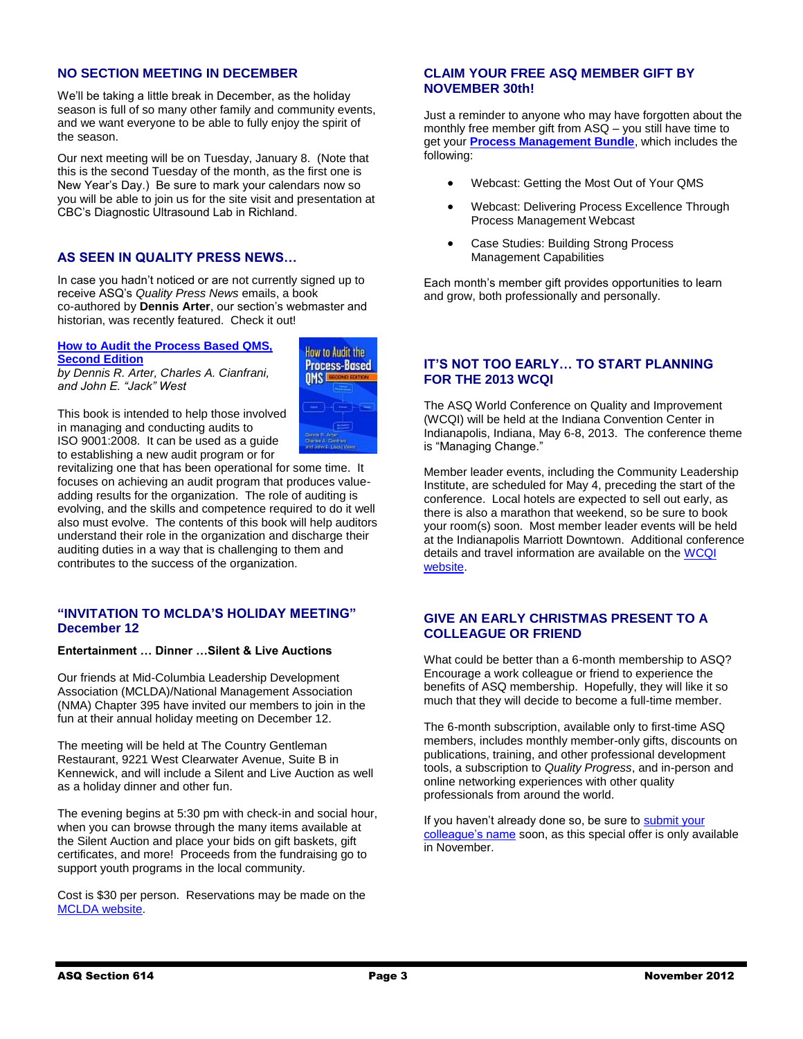## NO SECTION MEETING IN DECEMBER

We'll be taking a little break in December, as the holiday season is full of so many other family and community events, and we want everyone to be able to fully enjoy the spirit of the season.

Our next meeting will be on Tuesday, January 8. (Note that this is the second Tuesday of the month, as the first one is New Year's Day.) Be sure to mark your calendars now so you will be able to join us for the site visit and presentation at CBC's Diagnostic Ultrasound Lab in Richland.

## AS SEEN IN QUALITY PRESS NEWS…

In case you hadn't noticed or are not currently signed up to receive ASQ's *Quality Press News* emails, a book co-authored by **Dennis Arter**, our section's webmaster and historian, was recently featured. Check it out!

**How to Audit the Process Based QMS, Second Edition**
*by Dennis R. Arter, Charles A. Cianfrani, and John E. "Jack" West*

This book is intended to help those involved in managing and conducting audits to ISO 9001:2008. It can be used as a guide to establishing a new audit program or for revitalizing one that has been operational for some time. It focuses on achieving an audit program that produces value-adding results for the organization. The role of auditing is evolving, and the skills and competence required to do it well also must evolve. The contents of this book will help auditors understand their role in the organization and discharge their auditing duties in a way that is challenging to them and contributes to the success of the organization.

## "INVITATION TO MCLDA'S HOLIDAY MEETING" December 12

**Entertainment … Dinner …Silent & Live Auctions**

Our friends at Mid-Columbia Leadership Development Association (MCLDA)/National Management Association (NMA) Chapter 395 have invited our members to join in the fun at their annual holiday meeting on December 12.

The meeting will be held at The Country Gentleman Restaurant, 9221 West Clearwater Avenue, Suite B in Kennewick, and will include a Silent and Live Auction as well as a holiday dinner and other fun.

The evening begins at 5:30 pm with check-in and social hour, when you can browse through the many items available at the Silent Auction and place your bids on gift baskets, gift certificates, and more! Proceeds from the fundraising go to support youth programs in the local community.

Cost is $30 per person. Reservations may be made on the MCLDA website.

## CLAIM YOUR FREE ASQ MEMBER GIFT BY NOVEMBER 30th!

Just a reminder to anyone who may have forgotten about the monthly free member gift from ASQ – you still have time to get your **Process Management Bundle**, which includes the following:

- Webcast: Getting the Most Out of Your QMS
- Webcast: Delivering Process Excellence Through Process Management Webcast
- Case Studies: Building Strong Process Management Capabilities

Each month's member gift provides opportunities to learn and grow, both professionally and personally.

## IT'S NOT TOO EARLY… TO START PLANNING FOR THE 2013 WCQI

The ASQ World Conference on Quality and Improvement (WCQI) will be held at the Indiana Convention Center in Indianapolis, Indiana, May 6-8, 2013. The conference theme is "Managing Change."

Member leader events, including the Community Leadership Institute, are scheduled for May 4, preceding the start of the conference. Local hotels are expected to sell out early, as there is also a marathon that weekend, so be sure to book your room(s) soon. Most member leader events will be held at the Indianapolis Marriott Downtown. Additional conference details and travel information are available on the WCQI website.

## GIVE AN EARLY CHRISTMAS PRESENT TO A COLLEAGUE OR FRIEND

What could be better than a 6-month membership to ASQ? Encourage a work colleague or friend to experience the benefits of ASQ membership. Hopefully, they will like it so much that they will decide to become a full-time member.

The 6-month subscription, available only to first-time ASQ members, includes monthly member-only gifts, discounts on publications, training, and other professional development tools, a subscription to *Quality Progress*, and in-person and online networking experiences with other quality professionals from around the world.

If you haven't already done so, be sure to submit your colleague's name soon, as this special offer is only available in November.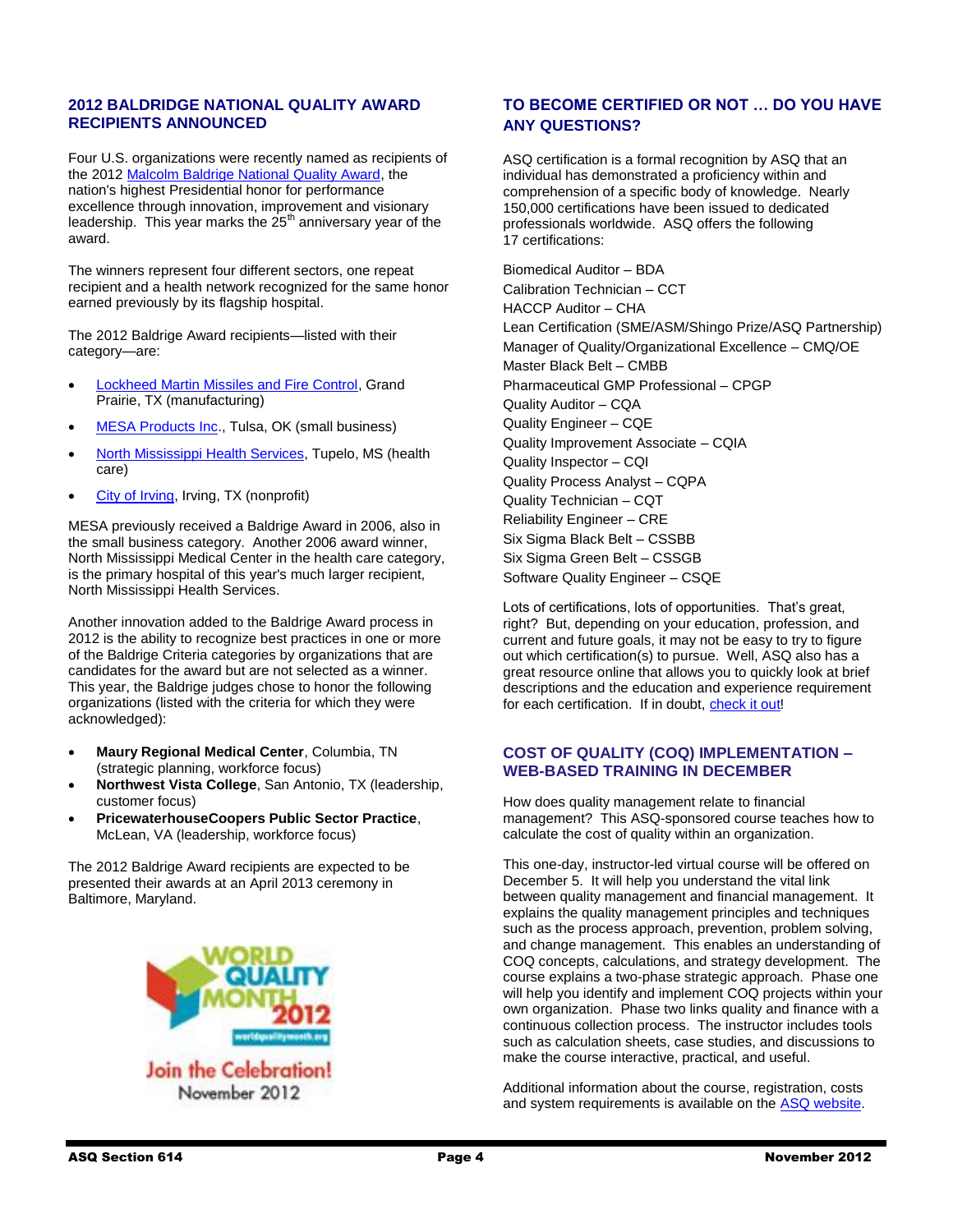## 2012 BALDRIDGE NATIONAL QUALITY AWARD RECIPIENTS ANNOUNCED

Four U.S. organizations were recently named as recipients of the 2012 Malcolm Baldrige National Quality Award, the nation's highest Presidential honor for performance excellence through innovation, improvement and visionary leadership. This year marks the 25th anniversary year of the award.

The winners represent four different sectors, one repeat recipient and a health network recognized for the same honor earned previously by its flagship hospital.

The 2012 Baldrige Award recipients—listed with their category—are:

- Lockheed Martin Missiles and Fire Control, Grand Prairie, TX (manufacturing)
- MESA Products Inc., Tulsa, OK (small business)
- North Mississippi Health Services, Tupelo, MS (health care)
- City of Irving, Irving, TX (nonprofit)

MESA previously received a Baldrige Award in 2006, also in the small business category. Another 2006 award winner, North Mississippi Medical Center in the health care category, is the primary hospital of this year's much larger recipient, North Mississippi Health Services.

Another innovation added to the Baldrige Award process in 2012 is the ability to recognize best practices in one or more of the Baldrige Criteria categories by organizations that are candidates for the award but are not selected as a winner. This year, the Baldrige judges chose to honor the following organizations (listed with the criteria for which they were acknowledged):

- **Maury Regional Medical Center**, Columbia, TN (strategic planning, workforce focus)
- **Northwest Vista College**, San Antonio, TX (leadership, customer focus)
- **PricewaterhouseCoopers Public Sector Practice**, McLean, VA (leadership, workforce focus)

The 2012 Baldrige Award recipients are expected to be presented their awards at an April 2013 ceremony in Baltimore, Maryland.

WORLD QUALITY MONTH 2012

worldqualitymonth.org

Join the Celebration!

November 2012

## TO BECOME CERTIFIED OR NOT … DO YOU HAVE ANY QUESTIONS?

ASQ certification is a formal recognition by ASQ that an individual has demonstrated a proficiency within and comprehension of a specific body of knowledge. Nearly 150,000 certifications have been issued to dedicated professionals worldwide. ASQ offers the following 17 certifications:

Biomedical Auditor – BDA
Calibration Technician – CCT
HACCP Auditor – CHA
Lean Certification (SME/ASM/Shingo Prize/ASQ Partnership)
Manager of Quality/Organizational Excellence – CMQ/OE
Master Black Belt – CMBB
Pharmaceutical GMP Professional – CPGP
Quality Auditor – CQA
Quality Engineer – CQE
Quality Improvement Associate – CQIA
Quality Inspector – CQI
Quality Process Analyst – CQPA
Quality Technician – CQT
Reliability Engineer – CRE
Six Sigma Black Belt – CSSBB
Six Sigma Green Belt – CSSGB
Software Quality Engineer – CSQE

Lots of certifications, lots of opportunities. That's great, right? But, depending on your education, profession, and current and future goals, it may not be easy to try to figure out which certification(s) to pursue. Well, ASQ also has a great resource online that allows you to quickly look at brief descriptions and the education and experience requirement for each certification. If in doubt, check it out!

## COST OF QUALITY (COQ) IMPLEMENTATION – WEB-BASED TRAINING IN DECEMBER

How does quality management relate to financial management? This ASQ-sponsored course teaches how to calculate the cost of quality within an organization.

This one-day, instructor-led virtual course will be offered on December 5. It will help you understand the vital link between quality management and financial management. It explains the quality management principles and techniques such as the process approach, prevention, problem solving, and change management. This enables an understanding of COQ concepts, calculations, and strategy development. The course explains a two-phase strategic approach. Phase one will help you identify and implement COQ projects within your own organization. Phase two links quality and finance with a continuous collection process. The instructor includes tools such as calculation sheets, case studies, and discussions to make the course interactive, practical, and useful.

Additional information about the course, registration, costs and system requirements is available on the ASQ website.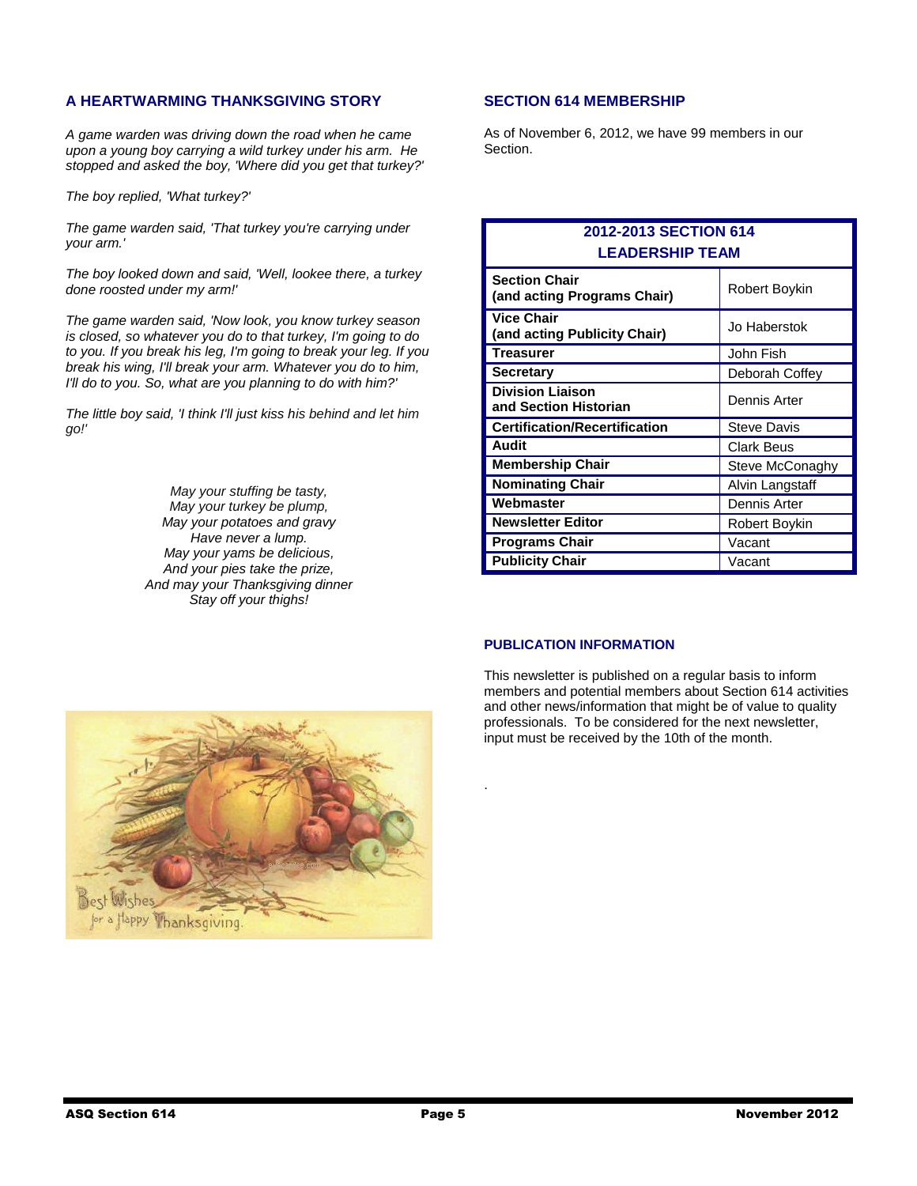## A HEARTWARMING THANKSGIVING STORY

*A game warden was driving down the road when he came upon a young boy carrying a wild turkey under his arm. He stopped and asked the boy, 'Where did you get that turkey?'*

*The boy replied, 'What turkey?'*

*The game warden said, 'That turkey you're carrying under your arm.'*

*The boy looked down and said, 'Well, lookee there, a turkey done roosted under my arm!'*

*The game warden said, 'Now look, you know turkey season is closed, so whatever you do to that turkey, I'm going to do to you. If you break his leg, I'm going to break your leg. If you break his wing, I'll break your arm. Whatever you do to him, I'll do to you. So, what are you planning to do with him?'*

*The little boy said, 'I think I'll just kiss his behind and let him go!'*

*May your stuffing be tasty,*
*May your turkey be plump,*
*May your potatoes and gravy*
*Have never a lump.*
*May your yams be delicious,*
*And your pies take the prize,*
*And may your Thanksgiving dinner*
*Stay off your thighs!*

## SECTION 614 MEMBERSHIP

As of November 6, 2012, we have 99 members in our Section.

| 2012-2013 SECTION 614 LEADERSHIP TEAM | |
|---|---|
| **Section Chair (and acting Programs Chair)** | Robert Boykin |
| **Vice Chair (and acting Publicity Chair)** | Jo Haberstok |
| **Treasurer** | John Fish |
| **Secretary** | Deborah Coffey |
| **Division Liaison and Section Historian** | Dennis Arter |
| **Certification/Recertification** | Steve Davis |
| **Audit** | Clark Beus |
| **Membership Chair** | Steve McConaghy |
| **Nominating Chair** | Alvin Langstaff |
| **Webmaster** | Dennis Arter |
| **Newsletter Editor** | Robert Boykin |
| **Programs Chair** | Vacant |
| **Publicity Chair** | Vacant |

## PUBLICATION INFORMATION

This newsletter is published on a regular basis to inform members and potential members about Section 614 activities and other news/information that might be of value to quality professionals. To be considered for the next newsletter, input must be received by the 10th of the month.